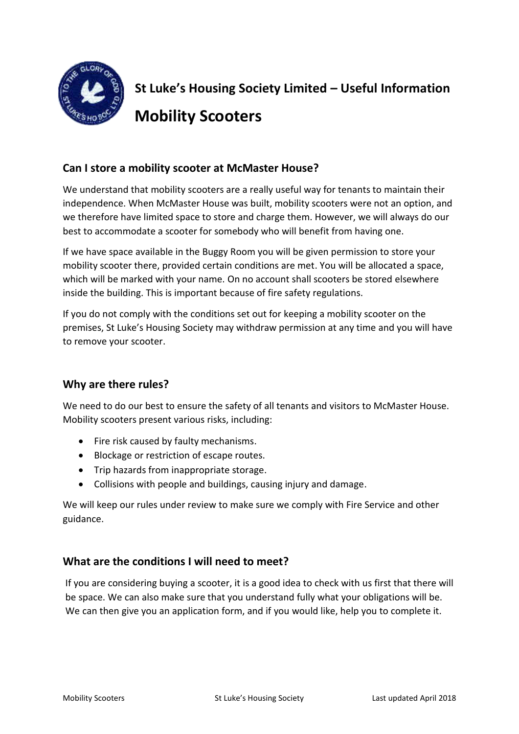**St Luke's Housing Society Limited – Useful Information**

# Mobility Scooters

## Can I store a mobility scooter at McMaster House?

We understand that mobility scooters are a really useful way for tenants to maintain their independence. When McMaster House was built, mobility scooters were not an option, and we therefore have limited space to store and charge them. However, we will always do our best to accommodate a scooter for somebody who will benefit from having one.

If we have space available in the Buggy Room you will be given permission to store your mobility scooter there, provided certain conditions are met. You will be allocated a space, which will be marked with your name. On no account shall scooters be stored elsewhere inside the building. This is important because of fire safety regulations.

If you do not comply with the conditions set out for keeping a mobility scooter on the premises, St Luke's Housing Society may withdraw permission at any time and you will have to remove your scooter.

## Why are there rules?

We need to do our best to ensure the safety of all tenants and visitors to McMaster House. Mobility scooters present various risks, including:

- Fire risk caused by faulty mechanisms.
- Blockage or restriction of escape routes.
- Trip hazards from inappropriate storage.
- Collisions with people and buildings, causing injury and damage.

We will keep our rules under review to make sure we comply with Fire Service and other guidance.

## What are the conditions I will need to meet?

If you are considering buying a scooter, it is a good idea to check with us first that there will be space. We can also make sure that you understand fully what your obligations will be. We can then give you an application form, and if you would like, help you to complete it.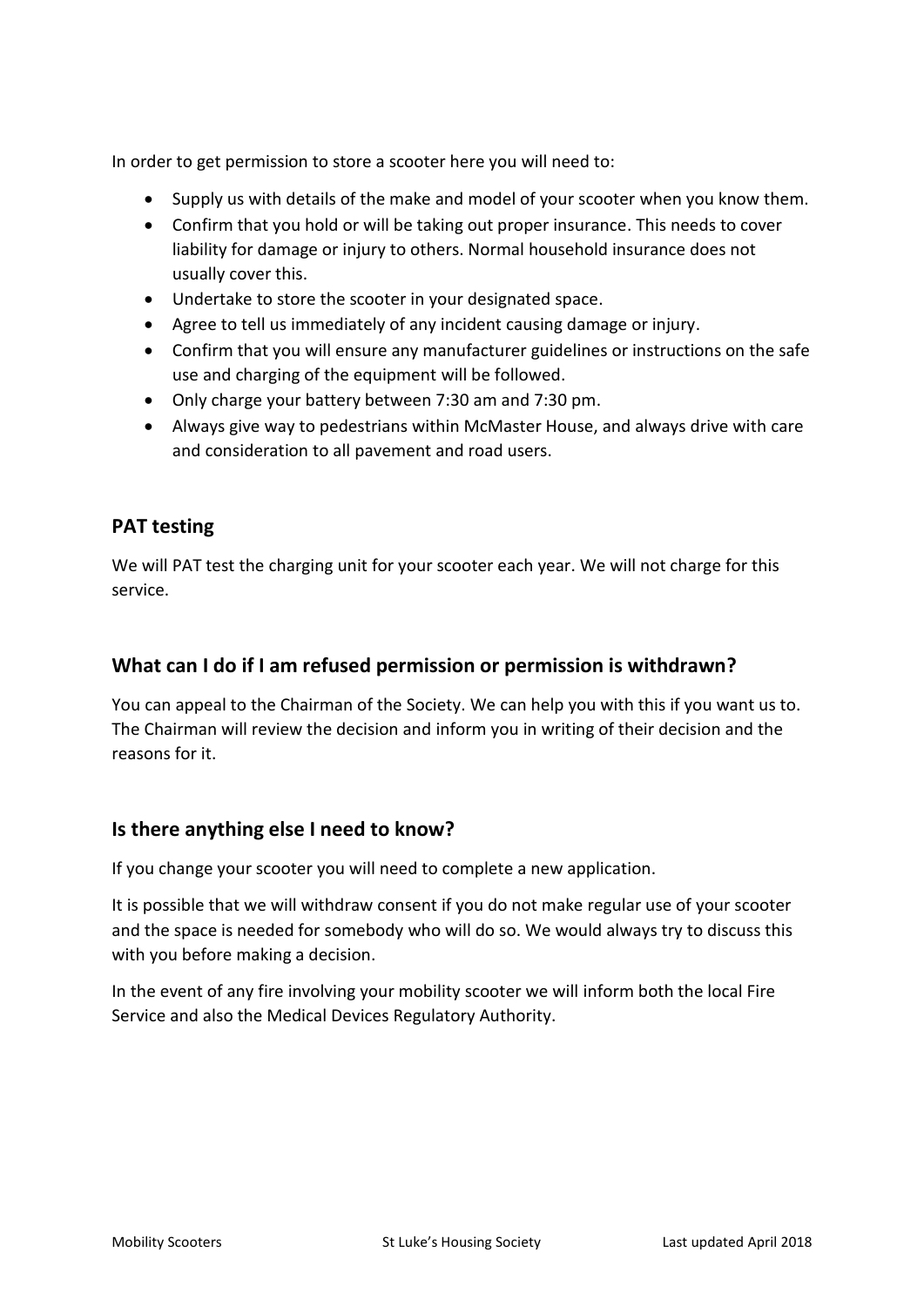In order to get permission to store a scooter here you will need to:

- Supply us with details of the make and model of your scooter when you know them.
- Confirm that you hold or will be taking out proper insurance. This needs to cover liability for damage or injury to others. Normal household insurance does not usually cover this.
- Undertake to store the scooter in your designated space.
- Agree to tell us immediately of any incident causing damage or injury.
- Confirm that you will ensure any manufacturer guidelines or instructions on the safe use and charging of the equipment will be followed.
- Only charge your battery between 7:30 am and 7:30 pm.
- Always give way to pedestrians within McMaster House, and always drive with care and consideration to all pavement and road users.

## PAT testing

We will PAT test the charging unit for your scooter each year. We will not charge for this service.

## What can I do if I am refused permission or permission is withdrawn?

You can appeal to the Chairman of the Society. We can help you with this if you want us to. The Chairman will review the decision and inform you in writing of their decision and the reasons for it.

## Is there anything else I need to know?

If you change your scooter you will need to complete a new application.

It is possible that we will withdraw consent if you do not make regular use of your scooter and the space is needed for somebody who will do so. We would always try to discuss this with you before making a decision.

In the event of any fire involving your mobility scooter we will inform both the local Fire Service and also the Medical Devices Regulatory Authority.